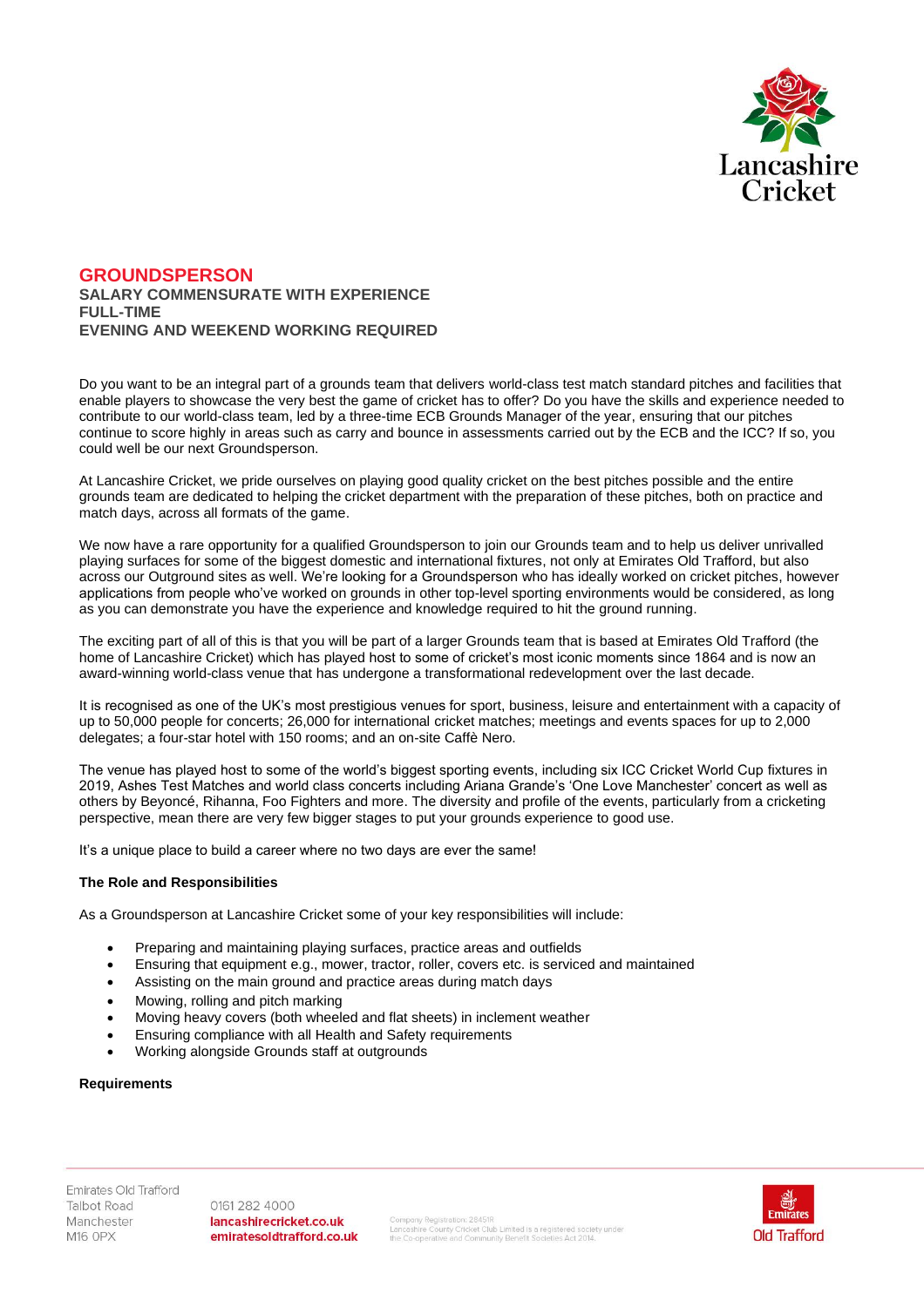# GROUNDSPERSON

**SALARY COMMENSURATE WITH EXPERIENCE**
**FULL-TIME**
**EVENING AND WEEKEND WORKING REQUIRED**

Do you want to be an integral part of a grounds team that delivers world-class test match standard pitches and facilities that enable players to showcase the very best the game of cricket has to offer? Do you have the skills and experience needed to contribute to our world-class team, led by a three-time ECB Grounds Manager of the year, ensuring that our pitches continue to score highly in areas such as carry and bounce in assessments carried out by the ECB and the ICC? If so, you could well be our next Groundsperson.

At Lancashire Cricket, we pride ourselves on playing good quality cricket on the best pitches possible and the entire grounds team are dedicated to helping the cricket department with the preparation of these pitches, both on practice and match days, across all formats of the game.

We now have a rare opportunity for a qualified Groundsperson to join our Grounds team and to help us deliver unrivalled playing surfaces for some of the biggest domestic and international fixtures, not only at Emirates Old Trafford, but also across our Outground sites as well. We're looking for a Groundsperson who has ideally worked on cricket pitches, however applications from people who've worked on grounds in other top-level sporting environments would be considered, as long as you can demonstrate you have the experience and knowledge required to hit the ground running.

The exciting part of all of this is that you will be part of a larger Grounds team that is based at Emirates Old Trafford (the home of Lancashire Cricket) which has played host to some of cricket's most iconic moments since 1864 and is now an award-winning world-class venue that has undergone a transformational redevelopment over the last decade.

It is recognised as one of the UK's most prestigious venues for sport, business, leisure and entertainment with a capacity of up to 50,000 people for concerts; 26,000 for international cricket matches; meetings and events spaces for up to 2,000 delegates; a four-star hotel with 150 rooms; and an on-site Caffè Nero.

The venue has played host to some of the world's biggest sporting events, including six ICC Cricket World Cup fixtures in 2019, Ashes Test Matches and world class concerts including Ariana Grande's 'One Love Manchester' concert as well as others by Beyoncé, Rihanna, Foo Fighters and more. The diversity and profile of the events, particularly from a cricketing perspective, mean there are very few bigger stages to put your grounds experience to good use.

It's a unique place to build a career where no two days are ever the same!

**The Role and Responsibilities**

As a Groundsperson at Lancashire Cricket some of your key responsibilities will include:

- Preparing and maintaining playing surfaces, practice areas and outfields
- Ensuring that equipment e.g., mower, tractor, roller, covers etc. is serviced and maintained
- Assisting on the main ground and practice areas during match days
- Mowing, rolling and pitch marking
- Moving heavy covers (both wheeled and flat sheets) in inclement weather
- Ensuring compliance with all Health and Safety requirements
- Working alongside Grounds staff at outgrounds

**Requirements**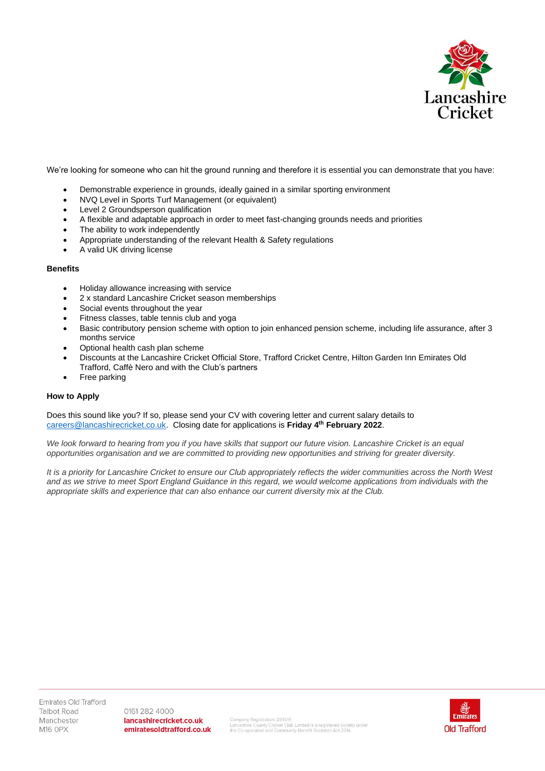We're looking for someone who can hit the ground running and therefore it is essential you can demonstrate that you have:

- Demonstrable experience in grounds, ideally gained in a similar sporting environment
- NVQ Level in Sports Turf Management (or equivalent)
- Level 2 Groundsperson qualification
- A flexible and adaptable approach in order to meet fast-changing grounds needs and priorities
- The ability to work independently
- Appropriate understanding of the relevant Health & Safety regulations
- A valid UK driving license

**Benefits**

- Holiday allowance increasing with service
- 2 x standard Lancashire Cricket season memberships
- Social events throughout the year
- Fitness classes, table tennis club and yoga
- Basic contributory pension scheme with option to join enhanced pension scheme, including life assurance, after 3 months service
- Optional health cash plan scheme
- Discounts at the Lancashire Cricket Official Store, Trafford Cricket Centre, Hilton Garden Inn Emirates Old Trafford, Caffè Nero and with the Club's partners
- Free parking

**How to Apply**

Does this sound like you? If so, please send your CV with covering letter and current salary details to careers@lancashirecricket.co.uk. Closing date for applications is **Friday 4th February 2022**.

*We look forward to hearing from you if you have skills that support our future vision. Lancashire Cricket is an equal opportunities organisation and we are committed to providing new opportunities and striving for greater diversity.*

*It is a priority for Lancashire Cricket to ensure our Club appropriately reflects the wider communities across the North West and as we strive to meet Sport England Guidance in this regard, we would welcome applications from individuals with the appropriate skills and experience that can also enhance our current diversity mix at the Club.*